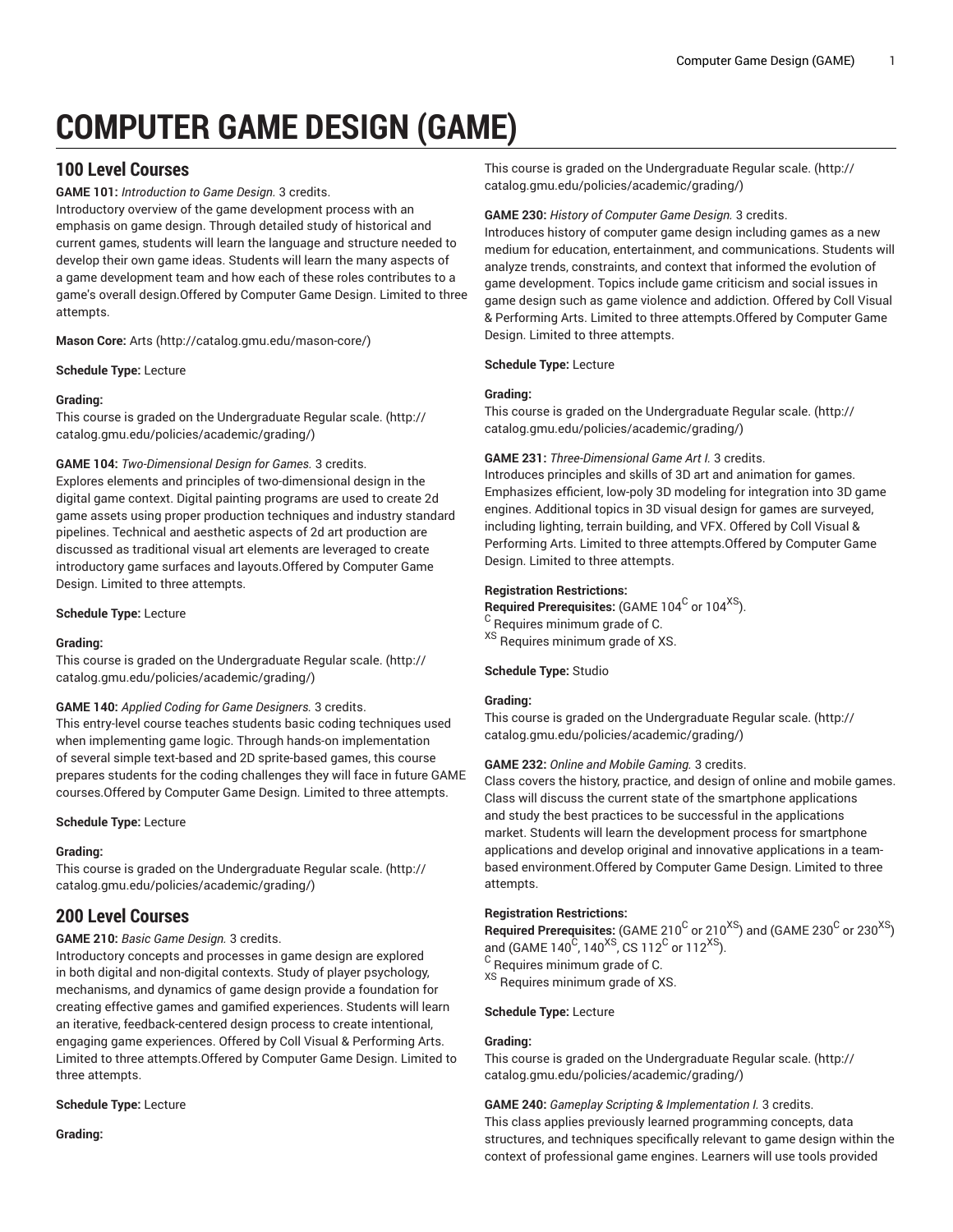# COMPUTER GAME DESIGN (GAME)

## 100 Level Courses

**GAME 101:** *Introduction to Game Design.* 3 credits.
Introductory overview of the game development process with an emphasis on game design. Through detailed study of historical and current games, students will learn the language and structure needed to develop their own game ideas. Students will learn the many aspects of a game development team and how each of these roles contributes to a game's overall design.Offered by Computer Game Design. Limited to three attempts.

**Mason Core:** Arts (http://catalog.gmu.edu/mason-core/)

**Schedule Type:** Lecture

**Grading:**
This course is graded on the Undergraduate Regular scale. (http://catalog.gmu.edu/policies/academic/grading/)

**GAME 104:** *Two-Dimensional Design for Games.* 3 credits.
Explores elements and principles of two-dimensional design in the digital game context. Digital painting programs are used to create 2d game assets using proper production techniques and industry standard pipelines. Technical and aesthetic aspects of 2d art production are discussed as traditional visual art elements are leveraged to create introductory game surfaces and layouts.Offered by Computer Game Design. Limited to three attempts.

**Schedule Type:** Lecture

**Grading:**
This course is graded on the Undergraduate Regular scale. (http://catalog.gmu.edu/policies/academic/grading/)

**GAME 140:** *Applied Coding for Game Designers.* 3 credits.
This entry-level course teaches students basic coding techniques used when implementing game logic. Through hands-on implementation of several simple text-based and 2D sprite-based games, this course prepares students for the coding challenges they will face in future GAME courses.Offered by Computer Game Design. Limited to three attempts.

**Schedule Type:** Lecture

**Grading:**
This course is graded on the Undergraduate Regular scale. (http://catalog.gmu.edu/policies/academic/grading/)

## 200 Level Courses

**GAME 210:** *Basic Game Design.* 3 credits.
Introductory concepts and processes in game design are explored in both digital and non-digital contexts. Study of player psychology, mechanisms, and dynamics of game design provide a foundation for creating effective games and gamified experiences. Students will learn an iterative, feedback-centered design process to create intentional, engaging game experiences. Offered by Coll Visual & Performing Arts. Limited to three attempts.Offered by Computer Game Design. Limited to three attempts.

**Schedule Type:** Lecture

**Grading:**
This course is graded on the Undergraduate Regular scale. (http://catalog.gmu.edu/policies/academic/grading/)

**GAME 230:** *History of Computer Game Design.* 3 credits.
Introduces history of computer game design including games as a new medium for education, entertainment, and communications. Students will analyze trends, constraints, and context that informed the evolution of game development. Topics include game criticism and social issues in game design such as game violence and addiction. Offered by Coll Visual & Performing Arts. Limited to three attempts.Offered by Computer Game Design. Limited to three attempts.

**Schedule Type:** Lecture

**Grading:**
This course is graded on the Undergraduate Regular scale. (http://catalog.gmu.edu/policies/academic/grading/)

**GAME 231:** *Three-Dimensional Game Art I.* 3 credits.
Introduces principles and skills of 3D art and animation for games. Emphasizes efficient, low-poly 3D modeling for integration into 3D game engines. Additional topics in 3D visual design for games are surveyed, including lighting, terrain building, and VFX. Offered by Coll Visual & Performing Arts. Limited to three attempts.Offered by Computer Game Design. Limited to three attempts.

**Registration Restrictions:**
**Required Prerequisites:** (GAME 104[C] or 104[XS]).
[C] Requires minimum grade of C.
[XS] Requires minimum grade of XS.

**Schedule Type:** Studio

**Grading:**
This course is graded on the Undergraduate Regular scale. (http://catalog.gmu.edu/policies/academic/grading/)

**GAME 232:** *Online and Mobile Gaming.* 3 credits.
Class covers the history, practice, and design of online and mobile games. Class will discuss the current state of the smartphone applications and study the best practices to be successful in the applications market. Students will learn the development process for smartphone applications and develop original and innovative applications in a team-based environment.Offered by Computer Game Design. Limited to three attempts.

**Registration Restrictions:**
**Required Prerequisites:** (GAME 210[C] or 210[XS]) and (GAME 230[C] or 230[XS]) and (GAME 140[C], 140[XS], CS 112[C] or 112[XS]).
[C] Requires minimum grade of C.
[XS] Requires minimum grade of XS.

**Schedule Type:** Lecture

**Grading:**
This course is graded on the Undergraduate Regular scale. (http://catalog.gmu.edu/policies/academic/grading/)

**GAME 240:** *Gameplay Scripting & Implementation I.* 3 credits.
This class applies previously learned programming concepts, data structures, and techniques specifically relevant to game design within the context of professional game engines. Learners will use tools provided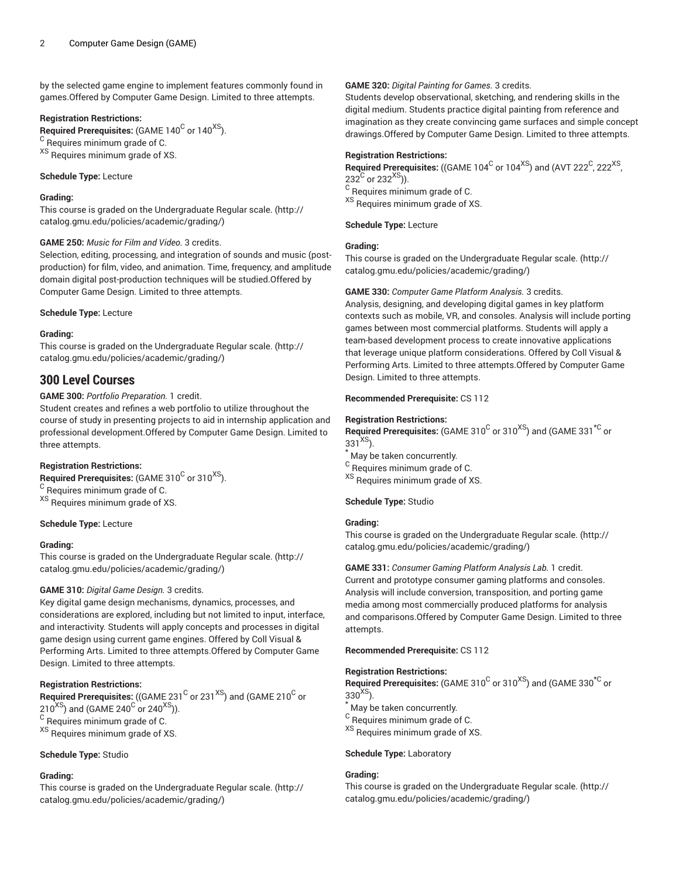by the selected game engine to implement features commonly found in games.Offered by Computer Game Design. Limited to three attempts.

**Registration Restrictions:**
**Required Prerequisites:** (GAME $140^{C}$ or $140^{XS}$).
$^{C}$ Requires minimum grade of C.
$^{XS}$ Requires minimum grade of XS.

**Schedule Type:** Lecture

**Grading:**
This course is graded on the Undergraduate Regular scale. (http://catalog.gmu.edu/policies/academic/grading/)

**GAME 250:** *Music for Film and Video.* 3 credits.
Selection, editing, processing, and integration of sounds and music (post-production) for film, video, and animation. Time, frequency, and amplitude domain digital post-production techniques will be studied.Offered by Computer Game Design. Limited to three attempts.

**Schedule Type:** Lecture

**Grading:**
This course is graded on the Undergraduate Regular scale. (http://catalog.gmu.edu/policies/academic/grading/)

## 300 Level Courses

**GAME 300:** *Portfolio Preparation.* 1 credit.
Student creates and refines a web portfolio to utilize throughout the course of study in presenting projects to aid in internship application and professional development.Offered by Computer Game Design. Limited to three attempts.

**Registration Restrictions:**
**Required Prerequisites:** (GAME $310^{C}$ or $310^{XS}$).
$^{C}$ Requires minimum grade of C.
$^{XS}$ Requires minimum grade of XS.

**Schedule Type:** Lecture

**Grading:**
This course is graded on the Undergraduate Regular scale. (http://catalog.gmu.edu/policies/academic/grading/)

**GAME 310:** *Digital Game Design.* 3 credits.
Key digital game design mechanisms, dynamics, processes, and considerations are explored, including but not limited to input, interface, and interactivity. Students will apply concepts and processes in digital game design using current game engines. Offered by Coll Visual & Performing Arts. Limited to three attempts.Offered by Computer Game Design. Limited to three attempts.

**Registration Restrictions:**
**Required Prerequisites:** ((GAME $231^{C}$ or $231^{XS}$) and (GAME $210^{C}$ or $210^{XS}$) and (GAME $240^{C}$ or $240^{XS}$)).
$^{C}$ Requires minimum grade of C.
$^{XS}$ Requires minimum grade of XS.

**Schedule Type:** Studio

**Grading:**
This course is graded on the Undergraduate Regular scale. (http://catalog.gmu.edu/policies/academic/grading/)

**GAME 320:** *Digital Painting for Games.* 3 credits.
Students develop observational, sketching, and rendering skills in the digital medium. Students practice digital painting from reference and imagination as they create convincing game surfaces and simple concept drawings.Offered by Computer Game Design. Limited to three attempts.

**Registration Restrictions:**
**Required Prerequisites:** ((GAME $104^{C}$ or $104^{XS}$) and (AVT $222^{C}$, $222^{XS}$, $232^{C}$ or $232^{XS}$)).
$^{C}$ Requires minimum grade of C.
$^{XS}$ Requires minimum grade of XS.

**Schedule Type:** Lecture

**Grading:**
This course is graded on the Undergraduate Regular scale. (http://catalog.gmu.edu/policies/academic/grading/)

**GAME 330:** *Computer Game Platform Analysis.* 3 credits.
Analysis, designing, and developing digital games in key platform contexts such as mobile, VR, and consoles. Analysis will include porting games between most commercial platforms. Students will apply a team-based development process to create innovative applications that leverage unique platform considerations. Offered by Coll Visual & Performing Arts. Limited to three attempts.Offered by Computer Game Design. Limited to three attempts.

**Recommended Prerequisite:** CS 112

**Registration Restrictions:**
**Required Prerequisites:** (GAME $310^{C}$ or $310^{XS}$) and (GAME $331^{*C}$ or $331^{XS}$).
$^{*}$ May be taken concurrently.
$^{C}$ Requires minimum grade of C.
$^{XS}$ Requires minimum grade of XS.

**Schedule Type:** Studio

**Grading:**
This course is graded on the Undergraduate Regular scale. (http://catalog.gmu.edu/policies/academic/grading/)

**GAME 331:** *Consumer Gaming Platform Analysis Lab.* 1 credit.
Current and prototype consumer gaming platforms and consoles. Analysis will include conversion, transposition, and porting game media among most commercially produced platforms for analysis and comparisons.Offered by Computer Game Design. Limited to three attempts.

**Recommended Prerequisite:** CS 112

**Registration Restrictions:**
**Required Prerequisites:** (GAME $310^{C}$ or $310^{XS}$) and (GAME $330^{*C}$ or $330^{XS}$).
$^{*}$ May be taken concurrently.
$^{C}$ Requires minimum grade of C.
$^{XS}$ Requires minimum grade of XS.

**Schedule Type:** Laboratory

**Grading:**
This course is graded on the Undergraduate Regular scale. (http://catalog.gmu.edu/policies/academic/grading/)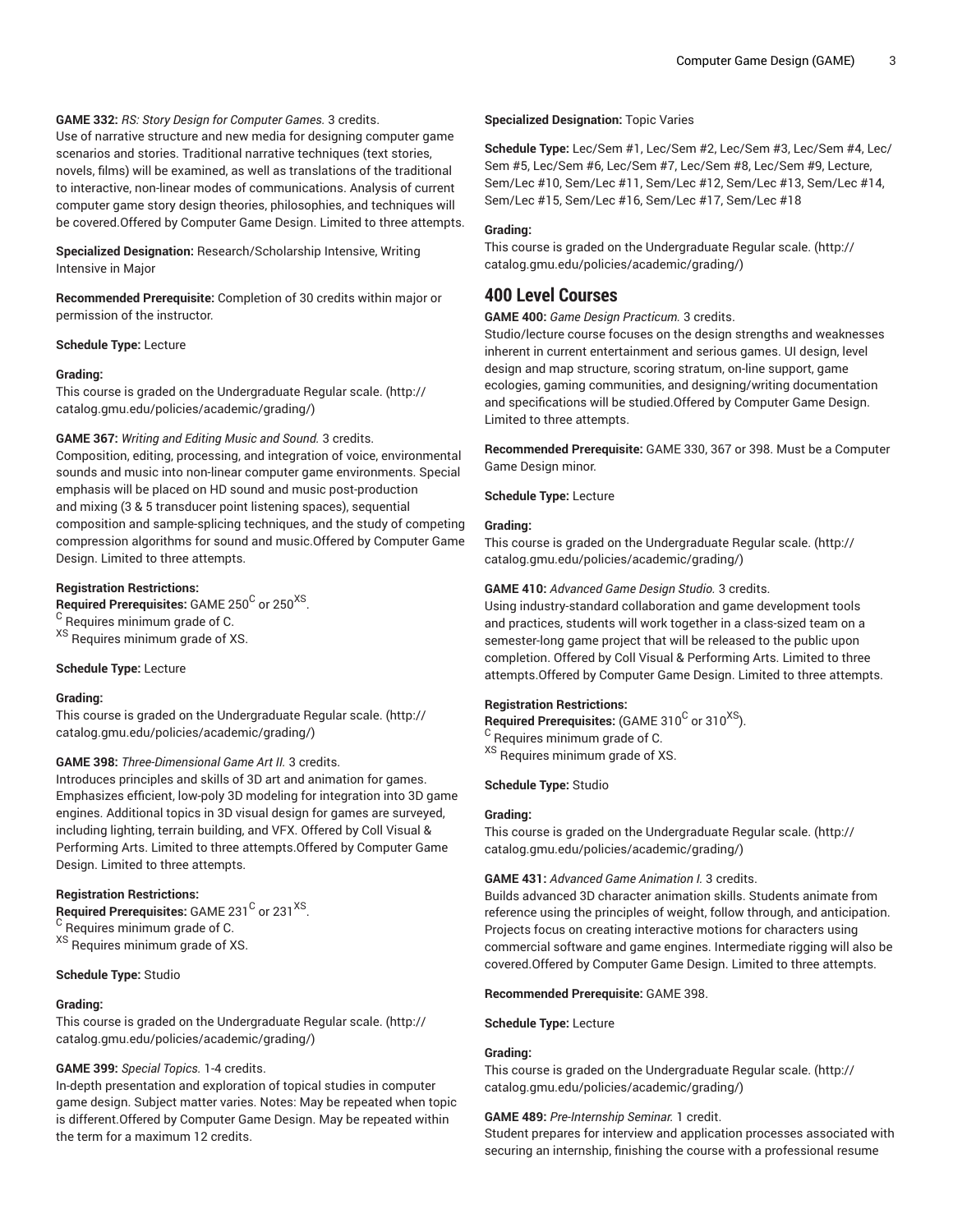**GAME 332:** *RS: Story Design for Computer Games.* 3 credits.
Use of narrative structure and new media for designing computer game scenarios and stories. Traditional narrative techniques (text stories, novels, films) will be examined, as well as translations of the traditional to interactive, non-linear modes of communications. Analysis of current computer game story design theories, philosophies, and techniques will be covered.Offered by Computer Game Design. Limited to three attempts.

**Specialized Designation:** Research/Scholarship Intensive, Writing Intensive in Major

**Recommended Prerequisite:** Completion of 30 credits within major or permission of the instructor.

**Schedule Type:** Lecture

**Grading:**
This course is graded on the Undergraduate Regular scale. (http://catalog.gmu.edu/policies/academic/grading/)

**GAME 367:** *Writing and Editing Music and Sound.* 3 credits.
Composition, editing, processing, and integration of voice, environmental sounds and music into non-linear computer game environments. Special emphasis will be placed on HD sound and music post-production and mixing (3 & 5 transducer point listening spaces), sequential composition and sample-splicing techniques, and the study of competing compression algorithms for sound and music.Offered by Computer Game Design. Limited to three attempts.

**Registration Restrictions:**
**Required Prerequisites:** GAME 250[C] or 250[XS].
[C] Requires minimum grade of C.
[XS] Requires minimum grade of XS.

**Schedule Type:** Lecture

**Grading:**
This course is graded on the Undergraduate Regular scale. (http://catalog.gmu.edu/policies/academic/grading/)

**GAME 398:** *Three-Dimensional Game Art II.* 3 credits.
Introduces principles and skills of 3D art and animation for games. Emphasizes efficient, low-poly 3D modeling for integration into 3D game engines. Additional topics in 3D visual design for games are surveyed, including lighting, terrain building, and VFX. Offered by Coll Visual & Performing Arts. Limited to three attempts.Offered by Computer Game Design. Limited to three attempts.

**Registration Restrictions:**
**Required Prerequisites:** GAME 231[C] or 231[XS].
[C] Requires minimum grade of C.
[XS] Requires minimum grade of XS.

**Schedule Type:** Studio

**Grading:**
This course is graded on the Undergraduate Regular scale. (http://catalog.gmu.edu/policies/academic/grading/)

**GAME 399:** *Special Topics.* 1-4 credits.
In-depth presentation and exploration of topical studies in computer game design. Subject matter varies. Notes: May be repeated when topic is different.Offered by Computer Game Design. May be repeated within the term for a maximum 12 credits.

**Specialized Designation:** Topic Varies

**Schedule Type:** Lec/Sem #1, Lec/Sem #2, Lec/Sem #3, Lec/Sem #4, Lec/Sem #5, Lec/Sem #6, Lec/Sem #7, Lec/Sem #8, Lec/Sem #9, Lecture, Sem/Lec #10, Sem/Lec #11, Sem/Lec #12, Sem/Lec #13, Sem/Lec #14, Sem/Lec #15, Sem/Lec #16, Sem/Lec #17, Sem/Lec #18

**Grading:**
This course is graded on the Undergraduate Regular scale. (http://catalog.gmu.edu/policies/academic/grading/)

## 400 Level Courses

**GAME 400:** *Game Design Practicum.* 3 credits.
Studio/lecture course focuses on the design strengths and weaknesses inherent in current entertainment and serious games. UI design, level design and map structure, scoring stratum, on-line support, game ecologies, gaming communities, and designing/writing documentation and specifications will be studied.Offered by Computer Game Design. Limited to three attempts.

**Recommended Prerequisite:** GAME 330, 367 or 398. Must be a Computer Game Design minor.

**Schedule Type:** Lecture

**Grading:**
This course is graded on the Undergraduate Regular scale. (http://catalog.gmu.edu/policies/academic/grading/)

**GAME 410:** *Advanced Game Design Studio.* 3 credits.
Using industry-standard collaboration and game development tools and practices, students will work together in a class-sized team on a semester-long game project that will be released to the public upon completion. Offered by Coll Visual & Performing Arts. Limited to three attempts.Offered by Computer Game Design. Limited to three attempts.

**Registration Restrictions:**
**Required Prerequisites:** (GAME 310[C] or 310[XS]).
[C] Requires minimum grade of C.
[XS] Requires minimum grade of XS.

**Schedule Type:** Studio

**Grading:**
This course is graded on the Undergraduate Regular scale. (http://catalog.gmu.edu/policies/academic/grading/)

**GAME 431:** *Advanced Game Animation I.* 3 credits.
Builds advanced 3D character animation skills. Students animate from reference using the principles of weight, follow through, and anticipation. Projects focus on creating interactive motions for characters using commercial software and game engines. Intermediate rigging will also be covered.Offered by Computer Game Design. Limited to three attempts.

**Recommended Prerequisite:** GAME 398.

**Schedule Type:** Lecture

**Grading:**
This course is graded on the Undergraduate Regular scale. (http://catalog.gmu.edu/policies/academic/grading/)

**GAME 489:** *Pre-Internship Seminar.* 1 credit.
Student prepares for interview and application processes associated with securing an internship, finishing the course with a professional resume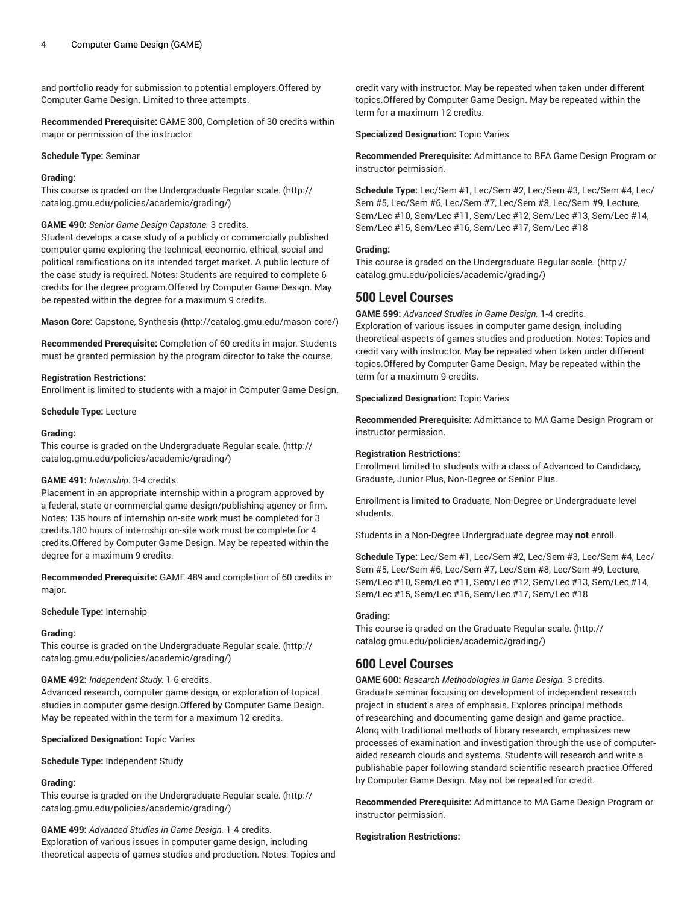and portfolio ready for submission to potential employers.Offered by Computer Game Design. Limited to three attempts.

**Recommended Prerequisite:** GAME 300, Completion of 30 credits within major or permission of the instructor.

**Schedule Type:** Seminar

**Grading:**
This course is graded on the Undergraduate Regular scale. (http://catalog.gmu.edu/policies/academic/grading/)

**GAME 490:** *Senior Game Design Capstone.* 3 credits.
Student develops a case study of a publicly or commercially published computer game exploring the technical, economic, ethical, social and political ramifications on its intended target market. A public lecture of the case study is required. Notes: Students are required to complete 6 credits for the degree program.Offered by Computer Game Design. May be repeated within the degree for a maximum 9 credits.

**Mason Core:** Capstone, Synthesis (http://catalog.gmu.edu/mason-core/)

**Recommended Prerequisite:** Completion of 60 credits in major. Students must be granted permission by the program director to take the course.

**Registration Restrictions:**
Enrollment is limited to students with a major in Computer Game Design.

**Schedule Type:** Lecture

**Grading:**
This course is graded on the Undergraduate Regular scale. (http://catalog.gmu.edu/policies/academic/grading/)

**GAME 491:** *Internship.* 3-4 credits.
Placement in an appropriate internship within a program approved by a federal, state or commercial game design/publishing agency or firm. Notes: 135 hours of internship on-site work must be completed for 3 credits.180 hours of internship on-site work must be complete for 4 credits.Offered by Computer Game Design. May be repeated within the degree for a maximum 9 credits.

**Recommended Prerequisite:** GAME 489 and completion of 60 credits in major.

**Schedule Type:** Internship

**Grading:**
This course is graded on the Undergraduate Regular scale. (http://catalog.gmu.edu/policies/academic/grading/)

**GAME 492:** *Independent Study.* 1-6 credits.
Advanced research, computer game design, or exploration of topical studies in computer game design.Offered by Computer Game Design. May be repeated within the term for a maximum 12 credits.

**Specialized Designation:** Topic Varies

**Schedule Type:** Independent Study

**Grading:**
This course is graded on the Undergraduate Regular scale. (http://catalog.gmu.edu/policies/academic/grading/)

**GAME 499:** *Advanced Studies in Game Design.* 1-4 credits.
Exploration of various issues in computer game design, including theoretical aspects of games studies and production. Notes: Topics and credit vary with instructor. May be repeated when taken under different topics.Offered by Computer Game Design. May be repeated within the term for a maximum 12 credits.

**Specialized Designation:** Topic Varies

**Recommended Prerequisite:** Admittance to BFA Game Design Program or instructor permission.

**Schedule Type:** Lec/Sem #1, Lec/Sem #2, Lec/Sem #3, Lec/Sem #4, Lec/Sem #5, Lec/Sem #6, Lec/Sem #7, Lec/Sem #8, Lec/Sem #9, Lecture, Sem/Lec #10, Sem/Lec #11, Sem/Lec #12, Sem/Lec #13, Sem/Lec #14, Sem/Lec #15, Sem/Lec #16, Sem/Lec #17, Sem/Lec #18

**Grading:**
This course is graded on the Undergraduate Regular scale. (http://catalog.gmu.edu/policies/academic/grading/)

## 500 Level Courses

**GAME 599:** *Advanced Studies in Game Design.* 1-4 credits.
Exploration of various issues in computer game design, including theoretical aspects of games studies and production. Notes: Topics and credit vary with instructor. May be repeated when taken under different topics.Offered by Computer Game Design. May be repeated within the term for a maximum 9 credits.

**Specialized Designation:** Topic Varies

**Recommended Prerequisite:** Admittance to MA Game Design Program or instructor permission.

**Registration Restrictions:**
Enrollment limited to students with a class of Advanced to Candidacy, Graduate, Junior Plus, Non-Degree or Senior Plus.

Enrollment is limited to Graduate, Non-Degree or Undergraduate level students.

Students in a Non-Degree Undergraduate degree may **not** enroll.

**Schedule Type:** Lec/Sem #1, Lec/Sem #2, Lec/Sem #3, Lec/Sem #4, Lec/Sem #5, Lec/Sem #6, Lec/Sem #7, Lec/Sem #8, Lec/Sem #9, Lecture, Sem/Lec #10, Sem/Lec #11, Sem/Lec #12, Sem/Lec #13, Sem/Lec #14, Sem/Lec #15, Sem/Lec #16, Sem/Lec #17, Sem/Lec #18

**Grading:**
This course is graded on the Graduate Regular scale. (http://catalog.gmu.edu/policies/academic/grading/)

## 600 Level Courses

**GAME 600:** *Research Methodologies in Game Design.* 3 credits.
Graduate seminar focusing on development of independent research project in student's area of emphasis. Explores principal methods of researching and documenting game design and game practice. Along with traditional methods of library research, emphasizes new processes of examination and investigation through the use of computer-aided research clouds and systems. Students will research and write a publishable paper following standard scientific research practice.Offered by Computer Game Design. May not be repeated for credit.

**Recommended Prerequisite:** Admittance to MA Game Design Program or instructor permission.

**Registration Restrictions:**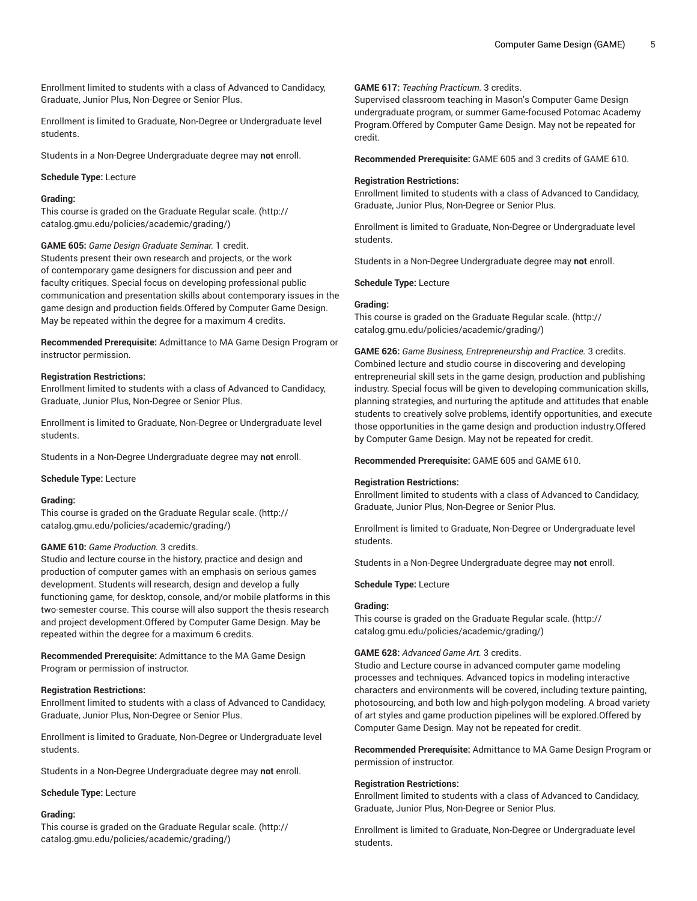Enrollment limited to students with a class of Advanced to Candidacy, Graduate, Junior Plus, Non-Degree or Senior Plus.

Enrollment is limited to Graduate, Non-Degree or Undergraduate level students.

Students in a Non-Degree Undergraduate degree may **not** enroll.

**Schedule Type:** Lecture

**Grading:**
This course is graded on the Graduate Regular scale. (http://catalog.gmu.edu/policies/academic/grading/)

**GAME 605:** *Game Design Graduate Seminar.* 1 credit.
Students present their own research and projects, or the work of contemporary game designers for discussion and peer and faculty critiques. Special focus on developing professional public communication and presentation skills about contemporary issues in the game design and production fields.Offered by Computer Game Design. May be repeated within the degree for a maximum 4 credits.

**Recommended Prerequisite:** Admittance to MA Game Design Program or instructor permission.

**Registration Restrictions:**
Enrollment limited to students with a class of Advanced to Candidacy, Graduate, Junior Plus, Non-Degree or Senior Plus.

Enrollment is limited to Graduate, Non-Degree or Undergraduate level students.

Students in a Non-Degree Undergraduate degree may **not** enroll.

**Schedule Type:** Lecture

**Grading:**
This course is graded on the Graduate Regular scale. (http://catalog.gmu.edu/policies/academic/grading/)

**GAME 610:** *Game Production.* 3 credits.
Studio and lecture course in the history, practice and design and production of computer games with an emphasis on serious games development. Students will research, design and develop a fully functioning game, for desktop, console, and/or mobile platforms in this two-semester course. This course will also support the thesis research and project development.Offered by Computer Game Design. May be repeated within the degree for a maximum 6 credits.

**Recommended Prerequisite:** Admittance to the MA Game Design Program or permission of instructor.

**Registration Restrictions:**
Enrollment limited to students with a class of Advanced to Candidacy, Graduate, Junior Plus, Non-Degree or Senior Plus.

Enrollment is limited to Graduate, Non-Degree or Undergraduate level students.

Students in a Non-Degree Undergraduate degree may **not** enroll.

**Schedule Type:** Lecture

**Grading:**
This course is graded on the Graduate Regular scale. (http://catalog.gmu.edu/policies/academic/grading/)

**GAME 617:** *Teaching Practicum.* 3 credits.
Supervised classroom teaching in Mason's Computer Game Design undergraduate program, or summer Game-focused Potomac Academy Program.Offered by Computer Game Design. May not be repeated for credit.

**Recommended Prerequisite:** GAME 605 and 3 credits of GAME 610.

**Registration Restrictions:**
Enrollment limited to students with a class of Advanced to Candidacy, Graduate, Junior Plus, Non-Degree or Senior Plus.

Enrollment is limited to Graduate, Non-Degree or Undergraduate level students.

Students in a Non-Degree Undergraduate degree may **not** enroll.

**Schedule Type:** Lecture

**Grading:**
This course is graded on the Graduate Regular scale. (http://catalog.gmu.edu/policies/academic/grading/)

**GAME 626:** *Game Business, Entrepreneurship and Practice.* 3 credits.
Combined lecture and studio course in discovering and developing entrepreneurial skill sets in the game design, production and publishing industry. Special focus will be given to developing communication skills, planning strategies, and nurturing the aptitude and attitudes that enable students to creatively solve problems, identify opportunities, and execute those opportunities in the game design and production industry.Offered by Computer Game Design. May not be repeated for credit.

**Recommended Prerequisite:** GAME 605 and GAME 610.

**Registration Restrictions:**
Enrollment limited to students with a class of Advanced to Candidacy, Graduate, Junior Plus, Non-Degree or Senior Plus.

Enrollment is limited to Graduate, Non-Degree or Undergraduate level students.

Students in a Non-Degree Undergraduate degree may **not** enroll.

**Schedule Type:** Lecture

**Grading:**
This course is graded on the Graduate Regular scale. (http://catalog.gmu.edu/policies/academic/grading/)

**GAME 628:** *Advanced Game Art.* 3 credits.
Studio and Lecture course in advanced computer game modeling processes and techniques. Advanced topics in modeling interactive characters and environments will be covered, including texture painting, photosourcing, and both low and high-polygon modeling. A broad variety of art styles and game production pipelines will be explored.Offered by Computer Game Design. May not be repeated for credit.

**Recommended Prerequisite:** Admittance to MA Game Design Program or permission of instructor.

**Registration Restrictions:**
Enrollment limited to students with a class of Advanced to Candidacy, Graduate, Junior Plus, Non-Degree or Senior Plus.

Enrollment is limited to Graduate, Non-Degree or Undergraduate level students.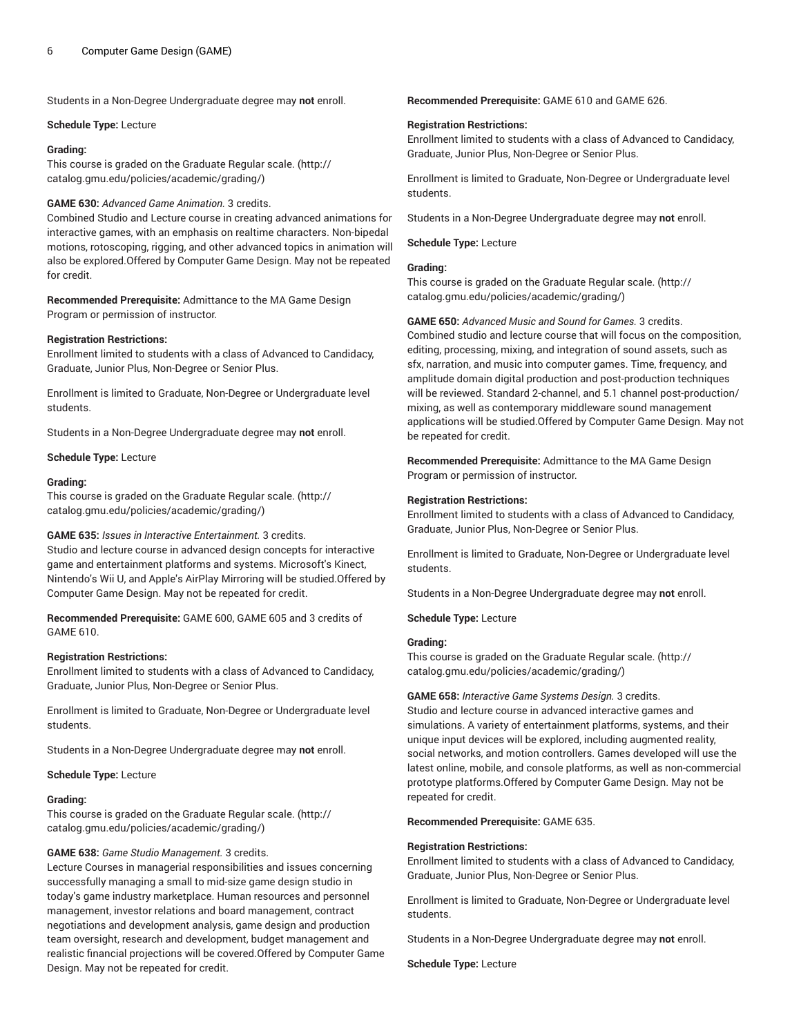Students in a Non-Degree Undergraduate degree may **not** enroll.

**Schedule Type:** Lecture

**Grading:**
This course is graded on the Graduate Regular scale. (http://catalog.gmu.edu/policies/academic/grading/)

**GAME 630:** *Advanced Game Animation.* 3 credits.
Combined Studio and Lecture course in creating advanced animations for interactive games, with an emphasis on realtime characters. Non-bipedal motions, rotoscoping, rigging, and other advanced topics in animation will also be explored.Offered by Computer Game Design. May not be repeated for credit.

**Recommended Prerequisite:** Admittance to the MA Game Design Program or permission of instructor.

**Registration Restrictions:**
Enrollment limited to students with a class of Advanced to Candidacy, Graduate, Junior Plus, Non-Degree or Senior Plus.

Enrollment is limited to Graduate, Non-Degree or Undergraduate level students.

Students in a Non-Degree Undergraduate degree may **not** enroll.

**Schedule Type:** Lecture

**Grading:**
This course is graded on the Graduate Regular scale. (http://catalog.gmu.edu/policies/academic/grading/)

**GAME 635:** *Issues in Interactive Entertainment.* 3 credits.
Studio and lecture course in advanced design concepts for interactive game and entertainment platforms and systems. Microsoft's Kinect, Nintendo's Wii U, and Apple's AirPlay Mirroring will be studied.Offered by Computer Game Design. May not be repeated for credit.

**Recommended Prerequisite:** GAME 600, GAME 605 and 3 credits of GAME 610.

**Registration Restrictions:**
Enrollment limited to students with a class of Advanced to Candidacy, Graduate, Junior Plus, Non-Degree or Senior Plus.

Enrollment is limited to Graduate, Non-Degree or Undergraduate level students.

Students in a Non-Degree Undergraduate degree may **not** enroll.

**Schedule Type:** Lecture

**Grading:**
This course is graded on the Graduate Regular scale. (http://catalog.gmu.edu/policies/academic/grading/)

**GAME 638:** *Game Studio Management.* 3 credits.
Lecture Courses in managerial responsibilities and issues concerning successfully managing a small to mid-size game design studio in today's game industry marketplace. Human resources and personnel management, investor relations and board management, contract negotiations and development analysis, game design and production team oversight, research and development, budget management and realistic financial projections will be covered.Offered by Computer Game Design. May not be repeated for credit.

**Recommended Prerequisite:** GAME 610 and GAME 626.

**Registration Restrictions:**
Enrollment limited to students with a class of Advanced to Candidacy, Graduate, Junior Plus, Non-Degree or Senior Plus.

Enrollment is limited to Graduate, Non-Degree or Undergraduate level students.

Students in a Non-Degree Undergraduate degree may **not** enroll.

**Schedule Type:** Lecture

**Grading:**
This course is graded on the Graduate Regular scale. (http://catalog.gmu.edu/policies/academic/grading/)

**GAME 650:** *Advanced Music and Sound for Games.* 3 credits.
Combined studio and lecture course that will focus on the composition, editing, processing, mixing, and integration of sound assets, such as sfx, narration, and music into computer games. Time, frequency, and amplitude domain digital production and post-production techniques will be reviewed. Standard 2-channel, and 5.1 channel post-production/mixing, as well as contemporary middleware sound management applications will be studied.Offered by Computer Game Design. May not be repeated for credit.

**Recommended Prerequisite:** Admittance to the MA Game Design Program or permission of instructor.

**Registration Restrictions:**
Enrollment limited to students with a class of Advanced to Candidacy, Graduate, Junior Plus, Non-Degree or Senior Plus.

Enrollment is limited to Graduate, Non-Degree or Undergraduate level students.

Students in a Non-Degree Undergraduate degree may **not** enroll.

**Schedule Type:** Lecture

**Grading:**
This course is graded on the Graduate Regular scale. (http://catalog.gmu.edu/policies/academic/grading/)

**GAME 658:** *Interactive Game Systems Design.* 3 credits.
Studio and lecture course in advanced interactive games and simulations. A variety of entertainment platforms, systems, and their unique input devices will be explored, including augmented reality, social networks, and motion controllers. Games developed will use the latest online, mobile, and console platforms, as well as non-commercial prototype platforms.Offered by Computer Game Design. May not be repeated for credit.

**Recommended Prerequisite:** GAME 635.

**Registration Restrictions:**
Enrollment limited to students with a class of Advanced to Candidacy, Graduate, Junior Plus, Non-Degree or Senior Plus.

Enrollment is limited to Graduate, Non-Degree or Undergraduate level students.

Students in a Non-Degree Undergraduate degree may **not** enroll.

**Schedule Type:** Lecture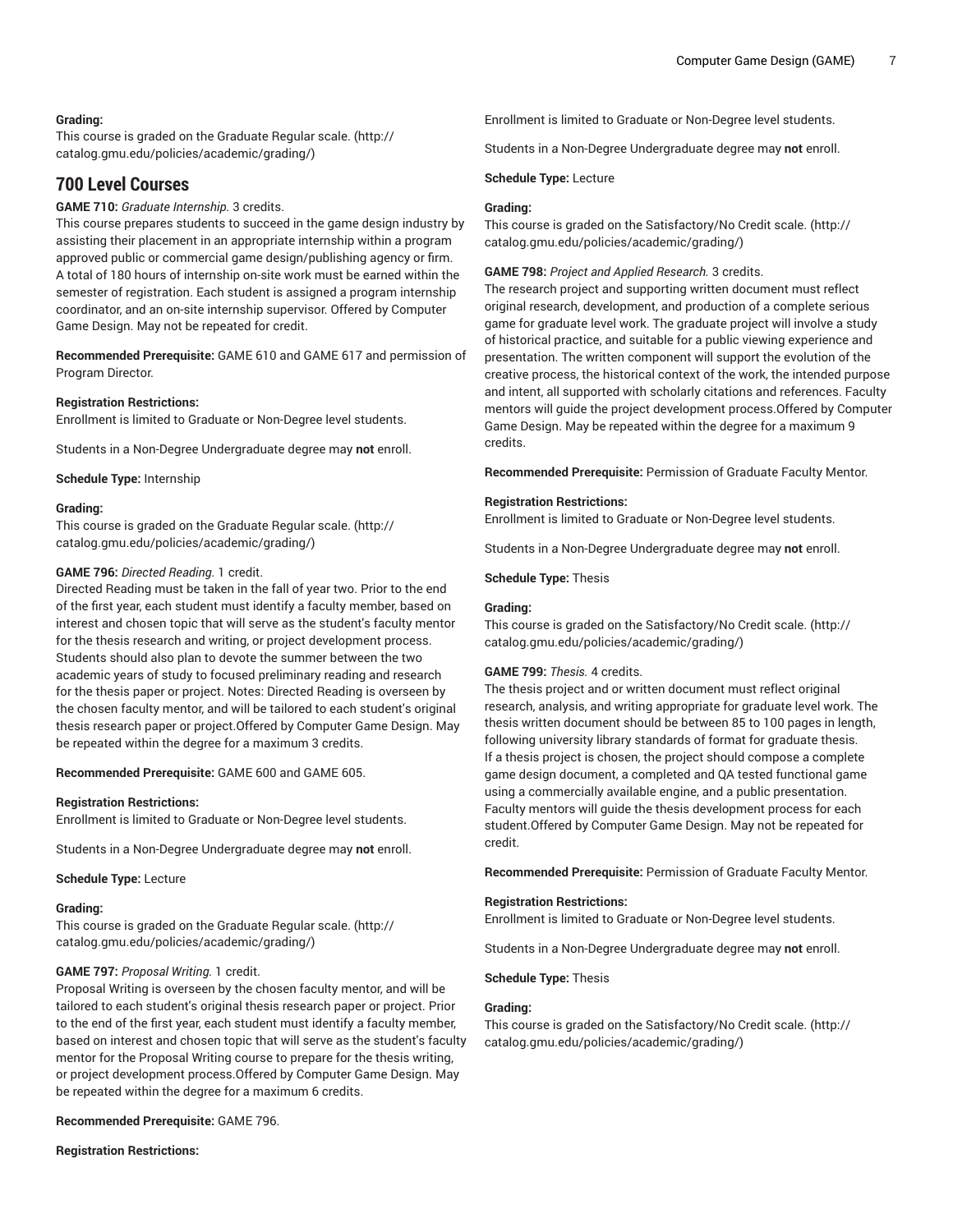**Grading:**
This course is graded on the Graduate Regular scale. (http://catalog.gmu.edu/policies/academic/grading/)

## 700 Level Courses

**GAME 710:** *Graduate Internship.* 3 credits.
This course prepares students to succeed in the game design industry by assisting their placement in an appropriate internship within a program approved public or commercial game design/publishing agency or firm. A total of 180 hours of internship on-site work must be earned within the semester of registration. Each student is assigned a program internship coordinator, and an on-site internship supervisor. Offered by Computer Game Design. May not be repeated for credit.

**Recommended Prerequisite:** GAME 610 and GAME 617 and permission of Program Director.

**Registration Restrictions:**
Enrollment is limited to Graduate or Non-Degree level students.

Students in a Non-Degree Undergraduate degree may **not** enroll.

**Schedule Type:** Internship

**Grading:**
This course is graded on the Graduate Regular scale. (http://catalog.gmu.edu/policies/academic/grading/)

**GAME 796:** *Directed Reading.* 1 credit.
Directed Reading must be taken in the fall of year two. Prior to the end of the first year, each student must identify a faculty member, based on interest and chosen topic that will serve as the student's faculty mentor for the thesis research and writing, or project development process. Students should also plan to devote the summer between the two academic years of study to focused preliminary reading and research for the thesis paper or project. Notes: Directed Reading is overseen by the chosen faculty mentor, and will be tailored to each student's original thesis research paper or project.Offered by Computer Game Design. May be repeated within the degree for a maximum 3 credits.

**Recommended Prerequisite:** GAME 600 and GAME 605.

**Registration Restrictions:**
Enrollment is limited to Graduate or Non-Degree level students.

Students in a Non-Degree Undergraduate degree may **not** enroll.

**Schedule Type:** Lecture

**Grading:**
This course is graded on the Graduate Regular scale. (http://catalog.gmu.edu/policies/academic/grading/)

**GAME 797:** *Proposal Writing.* 1 credit.
Proposal Writing is overseen by the chosen faculty mentor, and will be tailored to each student's original thesis research paper or project. Prior to the end of the first year, each student must identify a faculty member, based on interest and chosen topic that will serve as the student's faculty mentor for the Proposal Writing course to prepare for the thesis writing, or project development process.Offered by Computer Game Design. May be repeated within the degree for a maximum 6 credits.

**Recommended Prerequisite:** GAME 796.

**Registration Restrictions:**
Enrollment is limited to Graduate or Non-Degree level students.

Students in a Non-Degree Undergraduate degree may **not** enroll.

**Schedule Type:** Lecture

**Grading:**
This course is graded on the Satisfactory/No Credit scale. (http://catalog.gmu.edu/policies/academic/grading/)

**GAME 798:** *Project and Applied Research.* 3 credits.
The research project and supporting written document must reflect original research, development, and production of a complete serious game for graduate level work. The graduate project will involve a study of historical practice, and suitable for a public viewing experience and presentation. The written component will support the evolution of the creative process, the historical context of the work, the intended purpose and intent, all supported with scholarly citations and references. Faculty mentors will guide the project development process.Offered by Computer Game Design. May be repeated within the degree for a maximum 9 credits.

**Recommended Prerequisite:** Permission of Graduate Faculty Mentor.

**Registration Restrictions:**
Enrollment is limited to Graduate or Non-Degree level students.

Students in a Non-Degree Undergraduate degree may **not** enroll.

**Schedule Type:** Thesis

**Grading:**
This course is graded on the Satisfactory/No Credit scale. (http://catalog.gmu.edu/policies/academic/grading/)

**GAME 799:** *Thesis.* 4 credits.
The thesis project and or written document must reflect original research, analysis, and writing appropriate for graduate level work. The thesis written document should be between 85 to 100 pages in length, following university library standards of format for graduate thesis. If a thesis project is chosen, the project should compose a complete game design document, a completed and QA tested functional game using a commercially available engine, and a public presentation. Faculty mentors will guide the thesis development process for each student.Offered by Computer Game Design. May not be repeated for credit.

**Recommended Prerequisite:** Permission of Graduate Faculty Mentor.

**Registration Restrictions:**
Enrollment is limited to Graduate or Non-Degree level students.

Students in a Non-Degree Undergraduate degree may **not** enroll.

**Schedule Type:** Thesis

**Grading:**
This course is graded on the Satisfactory/No Credit scale. (http://catalog.gmu.edu/policies/academic/grading/)